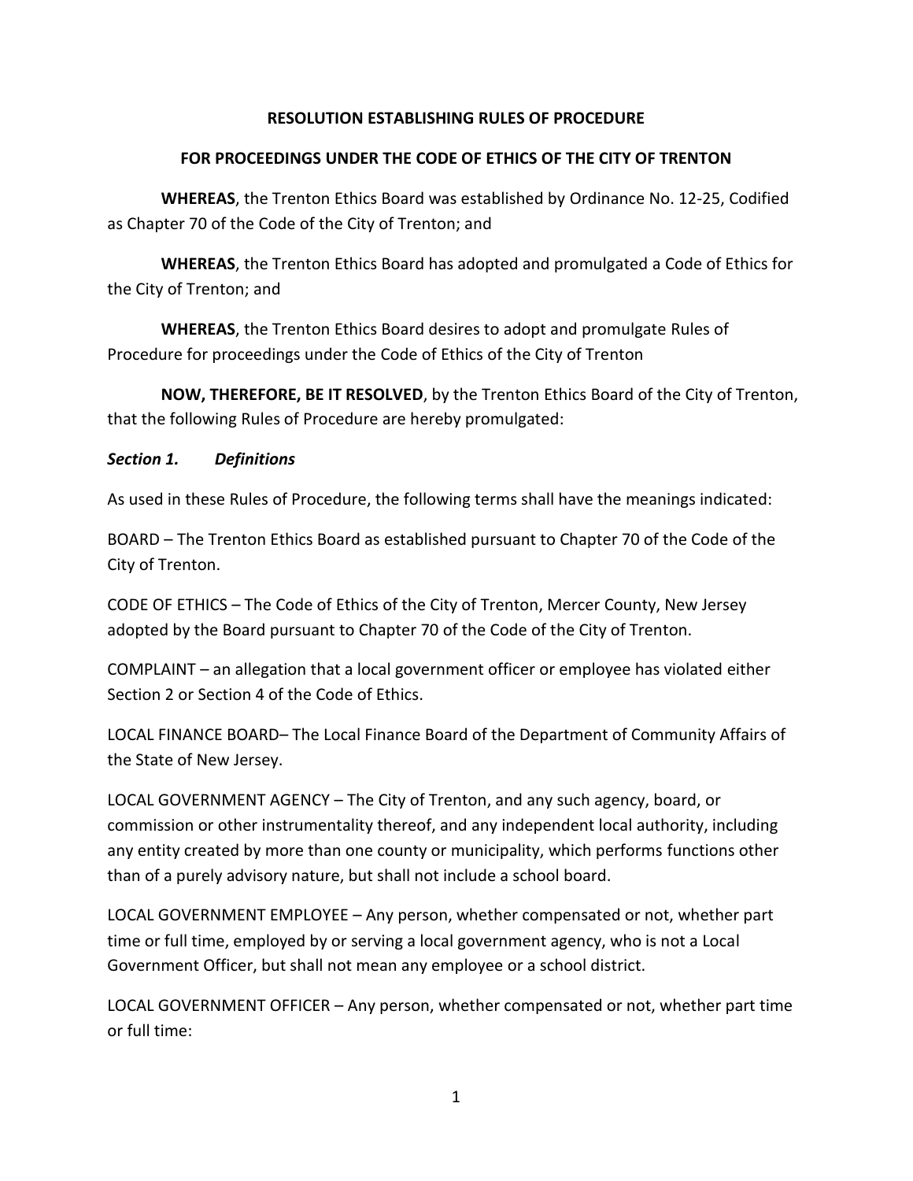**RESOLUTION ESTABLISHING RULES OF PROCEDURE**

**FOR PROCEEDINGS UNDER THE CODE OF ETHICS OF THE CITY OF TRENTON**

**WHEREAS**, the Trenton Ethics Board was established by Ordinance No. 12-25, Codified as Chapter 70 of the Code of the City of Trenton; and

**WHEREAS**, the Trenton Ethics Board has adopted and promulgated a Code of Ethics for the City of Trenton; and

**WHEREAS**, the Trenton Ethics Board desires to adopt and promulgate Rules of Procedure for proceedings under the Code of Ethics of the City of Trenton

**NOW, THEREFORE, BE IT RESOLVED**, by the Trenton Ethics Board of the City of Trenton, that the following Rules of Procedure are hereby promulgated:

***Section 1. Definitions***

As used in these Rules of Procedure, the following terms shall have the meanings indicated:

BOARD – The Trenton Ethics Board as established pursuant to Chapter 70 of the Code of the City of Trenton.

CODE OF ETHICS – The Code of Ethics of the City of Trenton, Mercer County, New Jersey adopted by the Board pursuant to Chapter 70 of the Code of the City of Trenton.

COMPLAINT – an allegation that a local government officer or employee has violated either Section 2 or Section 4 of the Code of Ethics.

LOCAL FINANCE BOARD– The Local Finance Board of the Department of Community Affairs of the State of New Jersey.

LOCAL GOVERNMENT AGENCY – The City of Trenton, and any such agency, board, or commission or other instrumentality thereof, and any independent local authority, including any entity created by more than one county or municipality, which performs functions other than of a purely advisory nature, but shall not include a school board.

LOCAL GOVERNMENT EMPLOYEE – Any person, whether compensated or not, whether part time or full time, employed by or serving a local government agency, who is not a Local Government Officer, but shall not mean any employee or a school district.

LOCAL GOVERNMENT OFFICER – Any person, whether compensated or not, whether part time or full time: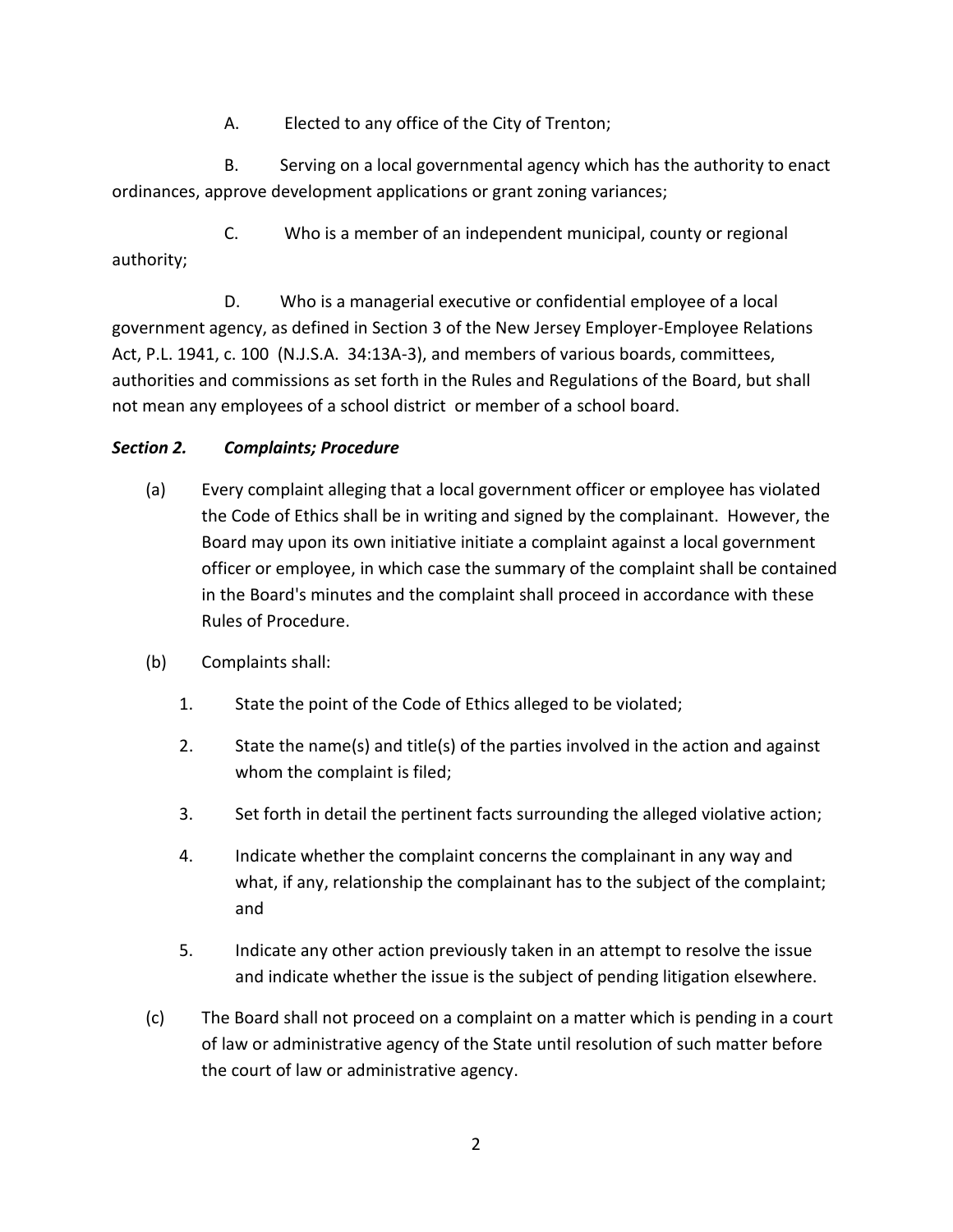A. Elected to any office of the City of Trenton;

B. Serving on a local governmental agency which has the authority to enact ordinances, approve development applications or grant zoning variances;

C. Who is a member of an independent municipal, county or regional authority;

D. Who is a managerial executive or confidential employee of a local government agency, as defined in Section 3 of the New Jersey Employer-Employee Relations Act, P.L. 1941, c. 100 (N.J.S.A. 34:13A-3), and members of various boards, committees, authorities and commissions as set forth in the Rules and Regulations of the Board, but shall not mean any employees of a school district or member of a school board.

***Section 2. Complaints; Procedure***

(a) Every complaint alleging that a local government officer or employee has violated the Code of Ethics shall be in writing and signed by the complainant. However, the Board may upon its own initiative initiate a complaint against a local government officer or employee, in which case the summary of the complaint shall be contained in the Board's minutes and the complaint shall proceed in accordance with these Rules of Procedure.

(b) Complaints shall:

1. State the point of the Code of Ethics alleged to be violated;
2. State the name(s) and title(s) of the parties involved in the action and against whom the complaint is filed;
3. Set forth in detail the pertinent facts surrounding the alleged violative action;
4. Indicate whether the complaint concerns the complainant in any way and what, if any, relationship the complainant has to the subject of the complaint; and
5. Indicate any other action previously taken in an attempt to resolve the issue and indicate whether the issue is the subject of pending litigation elsewhere.

(c) The Board shall not proceed on a complaint on a matter which is pending in a court of law or administrative agency of the State until resolution of such matter before the court of law or administrative agency.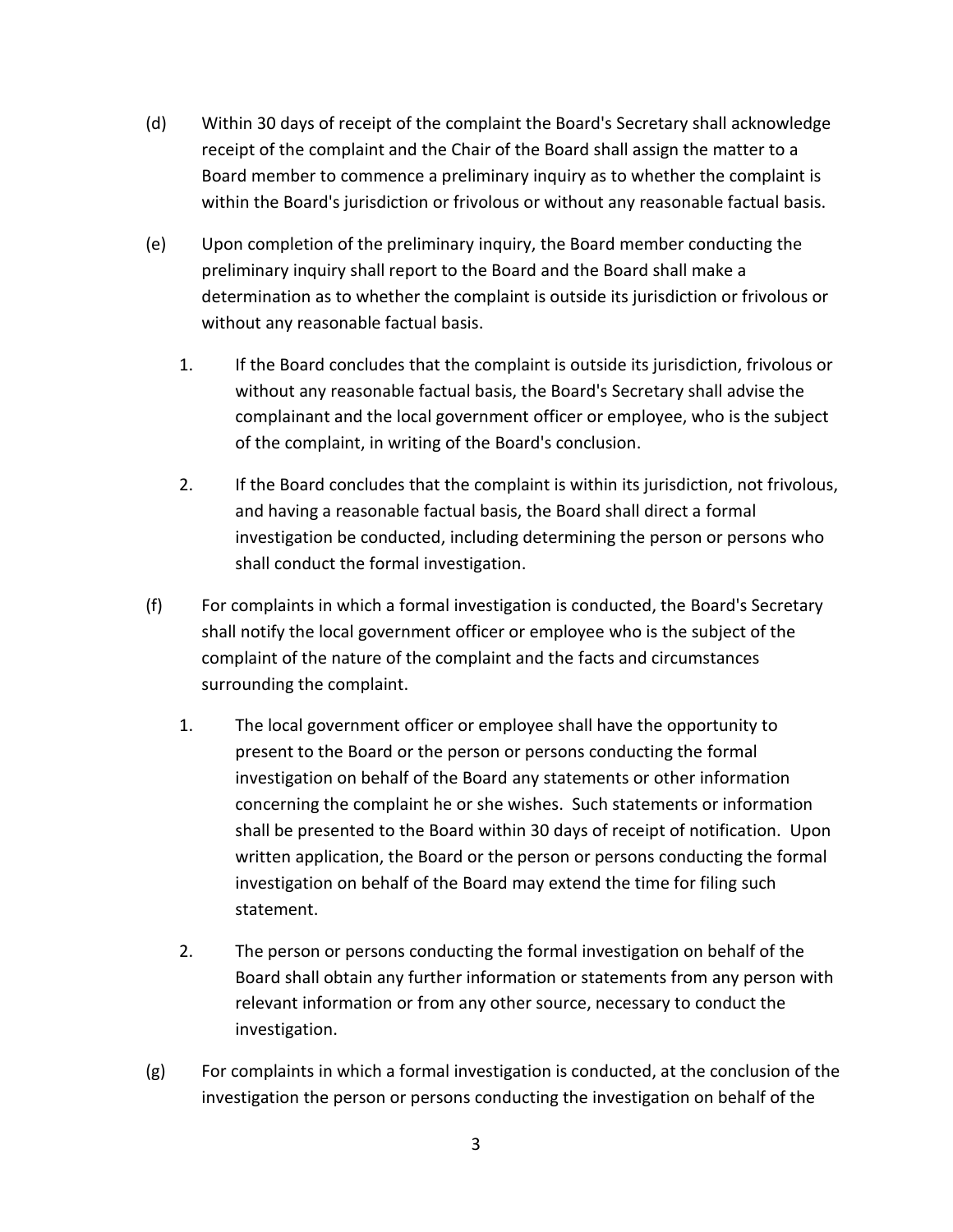(d) Within 30 days of receipt of the complaint the Board's Secretary shall acknowledge receipt of the complaint and the Chair of the Board shall assign the matter to a Board member to commence a preliminary inquiry as to whether the complaint is within the Board's jurisdiction or frivolous or without any reasonable factual basis.

(e) Upon completion of the preliminary inquiry, the Board member conducting the preliminary inquiry shall report to the Board and the Board shall make a determination as to whether the complaint is outside its jurisdiction or frivolous or without any reasonable factual basis.

   1. If the Board concludes that the complaint is outside its jurisdiction, frivolous or without any reasonable factual basis, the Board's Secretary shall advise the complainant and the local government officer or employee, who is the subject of the complaint, in writing of the Board's conclusion.

   2. If the Board concludes that the complaint is within its jurisdiction, not frivolous, and having a reasonable factual basis, the Board shall direct a formal investigation be conducted, including determining the person or persons who shall conduct the formal investigation.

(f) For complaints in which a formal investigation is conducted, the Board's Secretary shall notify the local government officer or employee who is the subject of the complaint of the nature of the complaint and the facts and circumstances surrounding the complaint.

   1. The local government officer or employee shall have the opportunity to present to the Board or the person or persons conducting the formal investigation on behalf of the Board any statements or other information concerning the complaint he or she wishes. Such statements or information shall be presented to the Board within 30 days of receipt of notification. Upon written application, the Board or the person or persons conducting the formal investigation on behalf of the Board may extend the time for filing such statement.

   2. The person or persons conducting the formal investigation on behalf of the Board shall obtain any further information or statements from any person with relevant information or from any other source, necessary to conduct the investigation.

(g) For complaints in which a formal investigation is conducted, at the conclusion of the investigation the person or persons conducting the investigation on behalf of the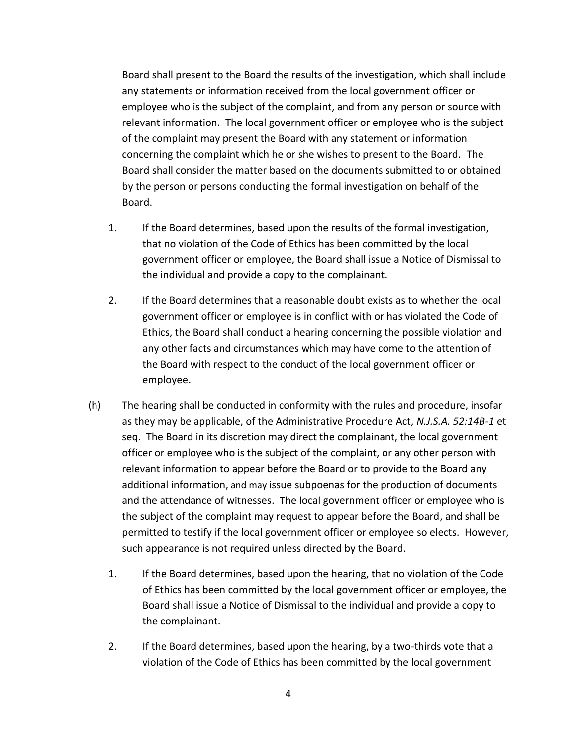Board shall present to the Board the results of the investigation, which shall include any statements or information received from the local government officer or employee who is the subject of the complaint, and from any person or source with relevant information. The local government officer or employee who is the subject of the complaint may present the Board with any statement or information concerning the complaint which he or she wishes to present to the Board. The Board shall consider the matter based on the documents submitted to or obtained by the person or persons conducting the formal investigation on behalf of the Board.

1. If the Board determines, based upon the results of the formal investigation, that no violation of the Code of Ethics has been committed by the local government officer or employee, the Board shall issue a Notice of Dismissal to the individual and provide a copy to the complainant.

2. If the Board determines that a reasonable doubt exists as to whether the local government officer or employee is in conflict with or has violated the Code of Ethics, the Board shall conduct a hearing concerning the possible violation and any other facts and circumstances which may have come to the attention of the Board with respect to the conduct of the local government officer or employee.

(h) The hearing shall be conducted in conformity with the rules and procedure, insofar as they may be applicable, of the Administrative Procedure Act, *N.J.S.A. 52:14B-1* et seq. The Board in its discretion may direct the complainant, the local government officer or employee who is the subject of the complaint, or any other person with relevant information to appear before the Board or to provide to the Board any additional information, and may issue subpoenas for the production of documents and the attendance of witnesses. The local government officer or employee who is the subject of the complaint may request to appear before the Board, and shall be permitted to testify if the local government officer or employee so elects. However, such appearance is not required unless directed by the Board.

1. If the Board determines, based upon the hearing, that no violation of the Code of Ethics has been committed by the local government officer or employee, the Board shall issue a Notice of Dismissal to the individual and provide a copy to the complainant.

2. If the Board determines, based upon the hearing, by a two-thirds vote that a violation of the Code of Ethics has been committed by the local government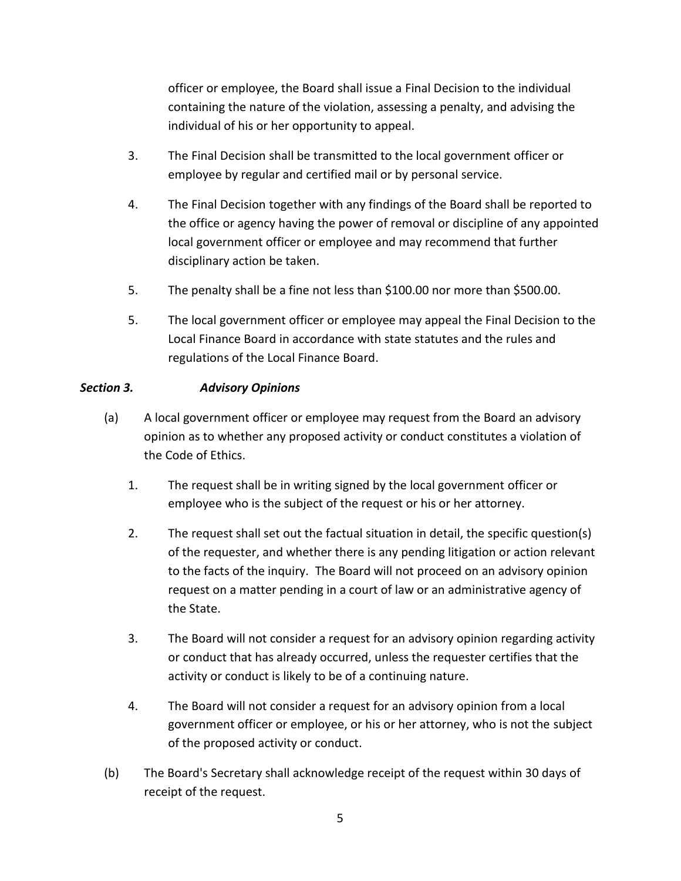officer or employee, the Board shall issue a Final Decision to the individual containing the nature of the violation, assessing a penalty, and advising the individual of his or her opportunity to appeal.

3. The Final Decision shall be transmitted to the local government officer or employee by regular and certified mail or by personal service.

4. The Final Decision together with any findings of the Board shall be reported to the office or agency having the power of removal or discipline of any appointed local government officer or employee and may recommend that further disciplinary action be taken.

5. The penalty shall be a fine not less than $100.00 nor more than $500.00.

5. The local government officer or employee may appeal the Final Decision to the Local Finance Board in accordance with state statutes and the rules and regulations of the Local Finance Board.

***Section 3. Advisory Opinions***

(a) A local government officer or employee may request from the Board an advisory opinion as to whether any proposed activity or conduct constitutes a violation of the Code of Ethics.

   1. The request shall be in writing signed by the local government officer or employee who is the subject of the request or his or her attorney.

   2. The request shall set out the factual situation in detail, the specific question(s) of the requester, and whether there is any pending litigation or action relevant to the facts of the inquiry. The Board will not proceed on an advisory opinion request on a matter pending in a court of law or an administrative agency of the State.

   3. The Board will not consider a request for an advisory opinion regarding activity or conduct that has already occurred, unless the requester certifies that the activity or conduct is likely to be of a continuing nature.

   4. The Board will not consider a request for an advisory opinion from a local government officer or employee, or his or her attorney, who is not the subject of the proposed activity or conduct.

(b) The Board's Secretary shall acknowledge receipt of the request within 30 days of receipt of the request.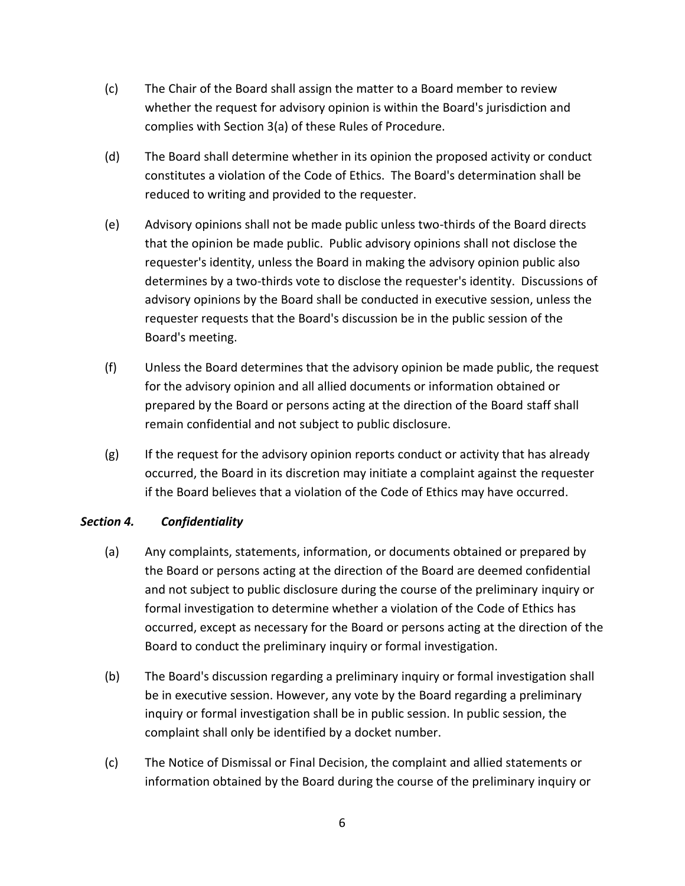(c) The Chair of the Board shall assign the matter to a Board member to review whether the request for advisory opinion is within the Board's jurisdiction and complies with Section 3(a) of these Rules of Procedure.

(d) The Board shall determine whether in its opinion the proposed activity or conduct constitutes a violation of the Code of Ethics. The Board's determination shall be reduced to writing and provided to the requester.

(e) Advisory opinions shall not be made public unless two-thirds of the Board directs that the opinion be made public. Public advisory opinions shall not disclose the requester's identity, unless the Board in making the advisory opinion public also determines by a two-thirds vote to disclose the requester's identity. Discussions of advisory opinions by the Board shall be conducted in executive session, unless the requester requests that the Board's discussion be in the public session of the Board's meeting.

(f) Unless the Board determines that the advisory opinion be made public, the request for the advisory opinion and all allied documents or information obtained or prepared by the Board or persons acting at the direction of the Board staff shall remain confidential and not subject to public disclosure.

(g) If the request for the advisory opinion reports conduct or activity that has already occurred, the Board in its discretion may initiate a complaint against the requester if the Board believes that a violation of the Code of Ethics may have occurred.

***Section 4. Confidentiality***

(a) Any complaints, statements, information, or documents obtained or prepared by the Board or persons acting at the direction of the Board are deemed confidential and not subject to public disclosure during the course of the preliminary inquiry or formal investigation to determine whether a violation of the Code of Ethics has occurred, except as necessary for the Board or persons acting at the direction of the Board to conduct the preliminary inquiry or formal investigation.

(b) The Board's discussion regarding a preliminary inquiry or formal investigation shall be in executive session. However, any vote by the Board regarding a preliminary inquiry or formal investigation shall be in public session. In public session, the complaint shall only be identified by a docket number.

(c) The Notice of Dismissal or Final Decision, the complaint and allied statements or information obtained by the Board during the course of the preliminary inquiry or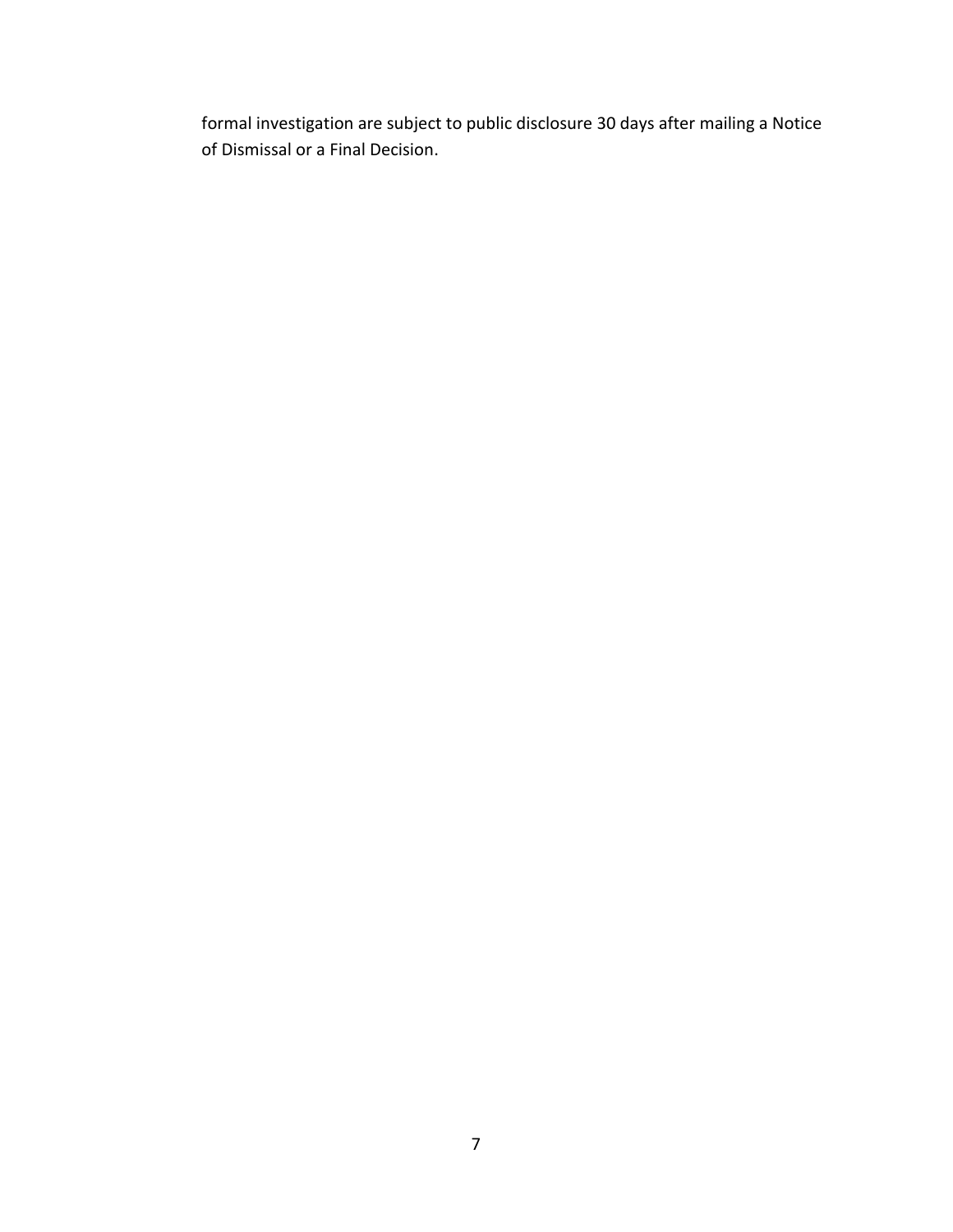formal investigation are subject to public disclosure 30 days after mailing a Notice of Dismissal or a Final Decision.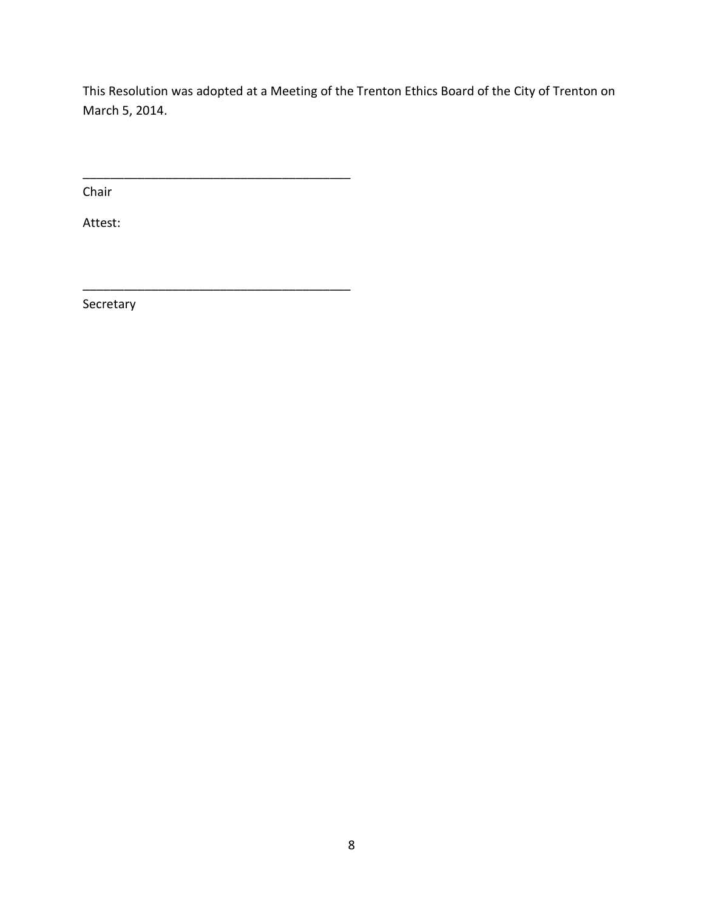This Resolution was adopted at a Meeting of the Trenton Ethics Board of the City of Trenton on March 5, 2014.

\_\_\_\_\_\_\_\_\_\_\_\_\_\_\_\_\_\_\_\_\_\_\_\_\_\_\_\_\_\_\_\_\_\_\_\_\_\_\_\_

Chair

Attest:

\_\_\_\_\_\_\_\_\_\_\_\_\_\_\_\_\_\_\_\_\_\_\_\_\_\_\_\_\_\_\_\_\_\_\_\_\_\_\_\_

Secretary